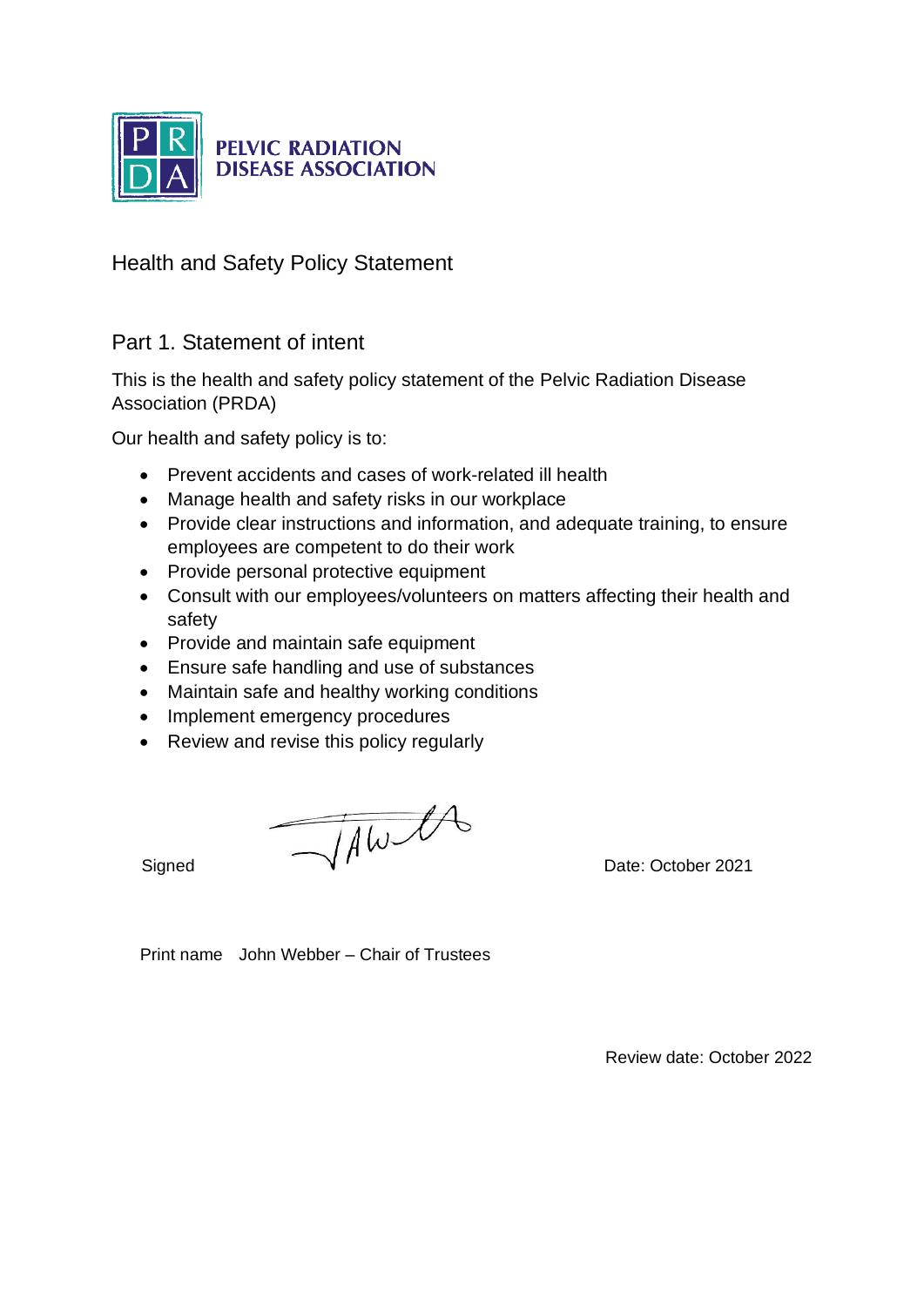PELVIC RADIATION DISEASE ASSOCIATION

# Health and Safety Policy Statement

## Part 1. Statement of intent

This is the health and safety policy statement of the Pelvic Radiation Disease Association (PRDA)

Our health and safety policy is to:

- Prevent accidents and cases of work-related ill health
- Manage health and safety risks in our workplace
- Provide clear instructions and information, and adequate training, to ensure employees are competent to do their work
- Provide personal protective equipment
- Consult with our employees/volunteers on matters affecting their health and safety
- Provide and maintain safe equipment
- Ensure safe handling and use of substances
- Maintain safe and healthy working conditions
- Implement emergency procedures
- Review and revise this policy regularly

Signed Date: October 2021

Print name John Webber – Chair of Trustees

Review date: October 2022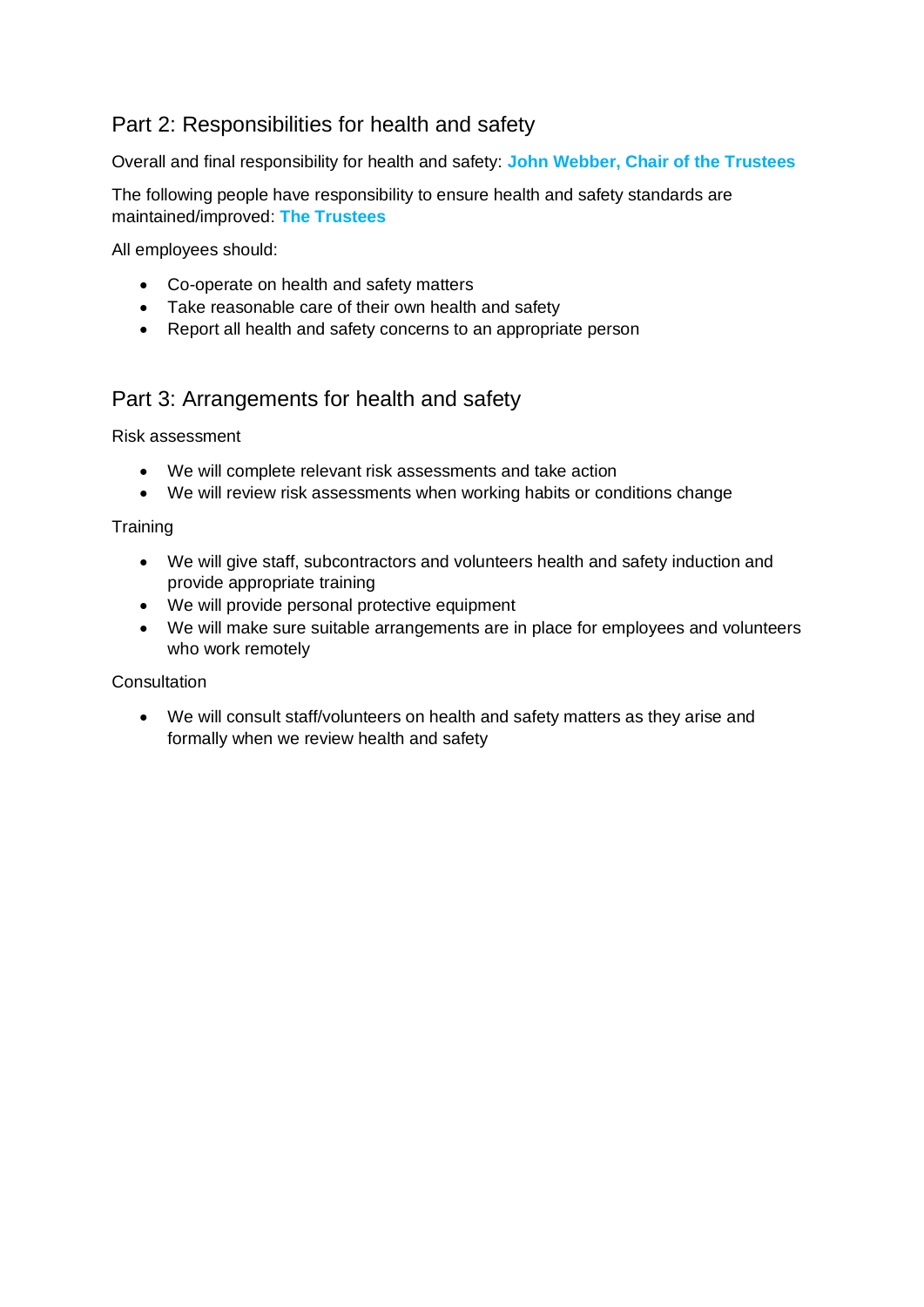## Part 2: Responsibilities for health and safety

Overall and final responsibility for health and safety: **John Webber, Chair of the Trustees**

The following people have responsibility to ensure health and safety standards are maintained/improved: **The Trustees**

All employees should:

- Co-operate on health and safety matters
- Take reasonable care of their own health and safety
- Report all health and safety concerns to an appropriate person

## Part 3: Arrangements for health and safety

Risk assessment

- We will complete relevant risk assessments and take action
- We will review risk assessments when working habits or conditions change

Training

- We will give staff, subcontractors and volunteers health and safety induction and provide appropriate training
- We will provide personal protective equipment
- We will make sure suitable arrangements are in place for employees and volunteers who work remotely

Consultation

- We will consult staff/volunteers on health and safety matters as they arise and formally when we review health and safety